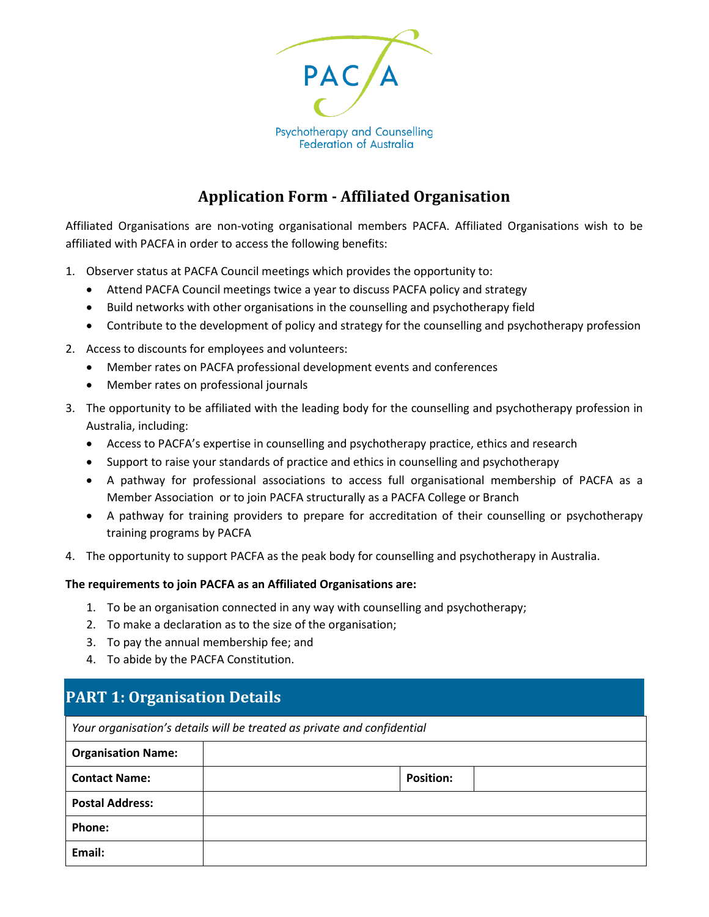PACFA

Psychotherapy and Counselling Federation of Australia

# Application Form - Affiliated Organisation

Affiliated Organisations are non-voting organisational members PACFA. Affiliated Organisations wish to be affiliated with PACFA in order to access the following benefits:

1. Observer status at PACFA Council meetings which provides the opportunity to:
   - Attend PACFA Council meetings twice a year to discuss PACFA policy and strategy
   - Build networks with other organisations in the counselling and psychotherapy field
   - Contribute to the development of policy and strategy for the counselling and psychotherapy profession
2. Access to discounts for employees and volunteers:
   - Member rates on PACFA professional development events and conferences
   - Member rates on professional journals
3. The opportunity to be affiliated with the leading body for the counselling and psychotherapy profession in Australia, including:
   - Access to PACFA's expertise in counselling and psychotherapy practice, ethics and research
   - Support to raise your standards of practice and ethics in counselling and psychotherapy
   - A pathway for professional associations to access full organisational membership of PACFA as a Member Association or to join PACFA structurally as a PACFA College or Branch
   - A pathway for training providers to prepare for accreditation of their counselling or psychotherapy training programs by PACFA
4. The opportunity to support PACFA as the peak body for counselling and psychotherapy in Australia.

**The requirements to join PACFA as an Affiliated Organisations are:**

1. To be an organisation connected in any way with counselling and psychotherapy;
2. To make a declaration as to the size of the organisation;
3. To pay the annual membership fee; and
4. To abide by the PACFA Constitution.

## PART 1: Organisation Details

*Your organisation's details will be treated as private and confidential*

| | | | |
|---|---|---|---|
| **Organisation Name:** | | | |
| **Contact Name:** | | **Position:** | |
| **Postal Address:** | | | |
| **Phone:** | | | |
| **Email:** | | | |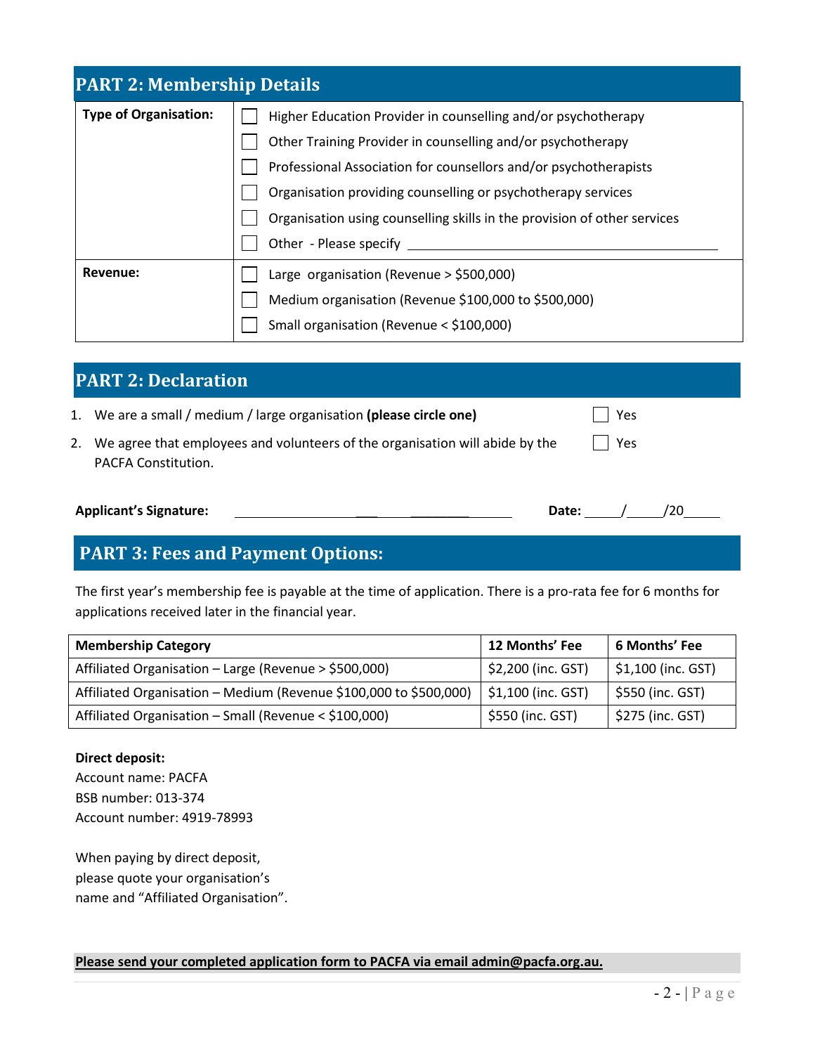## PART 2: Membership Details

| | |
|---|---|
| **Type of Organisation:** | ☐ Higher Education Provider in counselling and/or psychotherapy<br>☐ Other Training Provider in counselling and/or psychotherapy<br>☐ Professional Association for counsellors and/or psychotherapists<br>☐ Organisation providing counselling or psychotherapy services<br>☐ Organisation using counselling skills in the provision of other services<br>☐ Other - Please specify ______________________ |
| **Revenue:** | ☐ Large organisation (Revenue > $500,000)<br>☐ Medium organisation (Revenue $100,000 to $500,000)<br>☐ Small organisation (Revenue < $100,000) |

## PART 2: Declaration

1. We are a small / medium / large organisation **(please circle one)** ☐ Yes
2. We agree that employees and volunteers of the organisation will abide by the PACFA Constitution. ☐ Yes

**Applicant's Signature:** ______________________ **Date:** ____/____/20____

## PART 3: Fees and Payment Options:

The first year's membership fee is payable at the time of application. There is a pro-rata fee for 6 months for applications received later in the financial year.

| Membership Category | 12 Months' Fee | 6 Months' Fee |
|---|---|---|
| Affiliated Organisation – Large (Revenue > $500,000) | $2,200 (inc. GST) | $1,100 (inc. GST) |
| Affiliated Organisation – Medium (Revenue $100,000 to $500,000) | $1,100 (inc. GST) | $550 (inc. GST) |
| Affiliated Organisation – Small (Revenue < $100,000) | $550 (inc. GST) | $275 (inc. GST) |

**Direct deposit:**
Account name: PACFA
BSB number: 013-374
Account number: 4919-78993

When paying by direct deposit, please quote your organisation's name and "Affiliated Organisation".

**Please send your completed application form to PACFA via email admin@pacfa.org.au.**